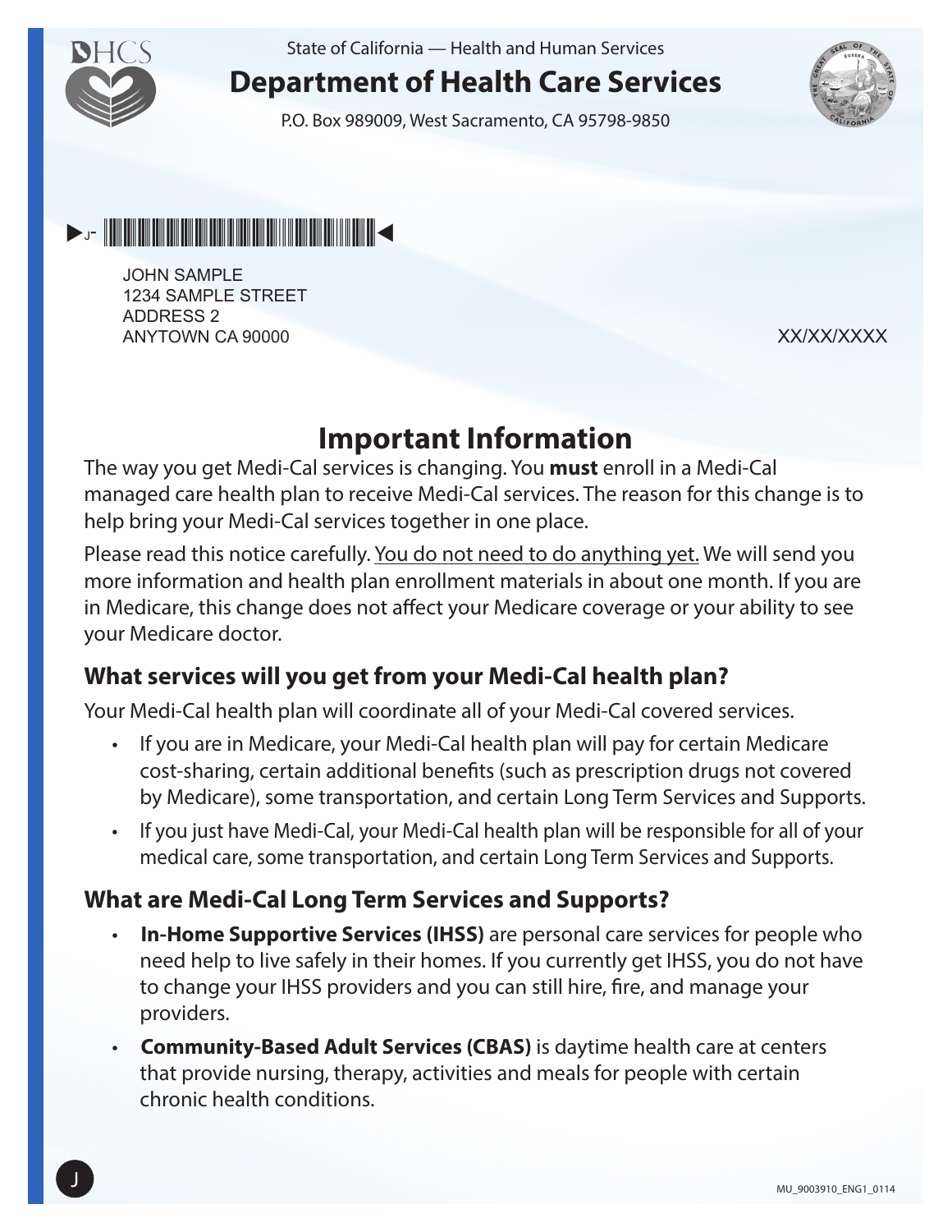State of California — Health and Human Services

# Department of Health Care Services

P.O. Box 989009, West Sacramento, CA 95798-9850

JOHN SAMPLE
1234 SAMPLE STREET
ADDRESS 2
ANYTOWN CA 90000

XX/XX/XXXX

## Important Information

The way you get Medi-Cal services is changing. You **must** enroll in a Medi-Cal managed care health plan to receive Medi-Cal services. The reason for this change is to help bring your Medi-Cal services together in one place.

Please read this notice carefully. <u>You do not need to do anything yet.</u> We will send you more information and health plan enrollment materials in about one month. If you are in Medicare, this change does not affect your Medicare coverage or your ability to see your Medicare doctor.

### What services will you get from your Medi-Cal health plan?

Your Medi-Cal health plan will coordinate all of your Medi-Cal covered services.

- If you are in Medicare, your Medi-Cal health plan will pay for certain Medicare cost-sharing, certain additional benefits (such as prescription drugs not covered by Medicare), some transportation, and certain Long Term Services and Supports.
- If you just have Medi-Cal, your Medi-Cal health plan will be responsible for all of your medical care, some transportation, and certain Long Term Services and Supports.

### What are Medi-Cal Long Term Services and Supports?

- **In-Home Supportive Services (IHSS)** are personal care services for people who need help to live safely in their homes. If you currently get IHSS, you do not have to change your IHSS providers and you can still hire, fire, and manage your providers.
- **Community-Based Adult Services (CBAS)** is daytime health care at centers that provide nursing, therapy, activities and meals for people with certain chronic health conditions.

MU_9003910_ENG1_0114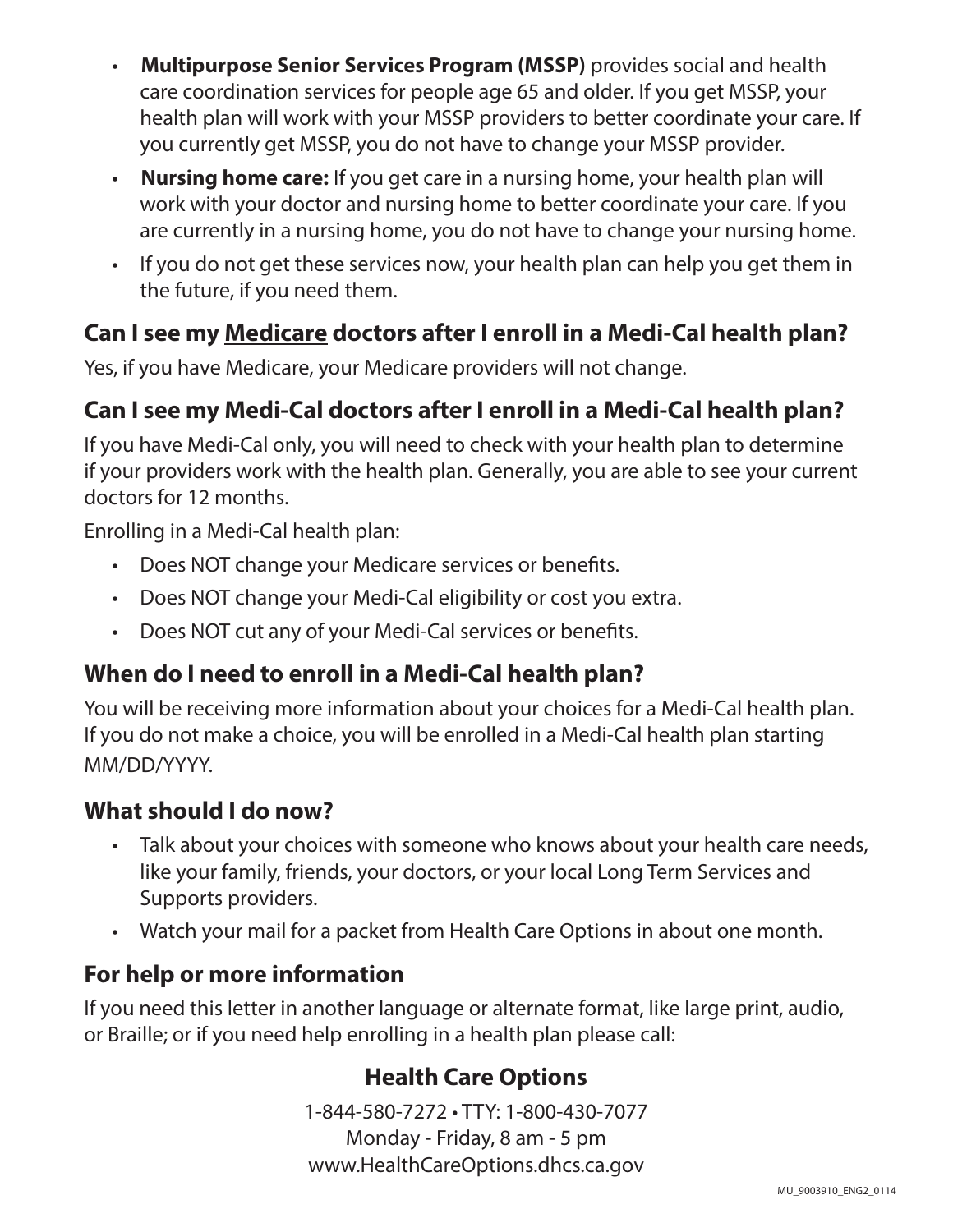- **Multipurpose Senior Services Program (MSSP)** provides social and health care coordination services for people age 65 and older. If you get MSSP, your health plan will work with your MSSP providers to better coordinate your care. If you currently get MSSP, you do not have to change your MSSP provider.
- **Nursing home care:** If you get care in a nursing home, your health plan will work with your doctor and nursing home to better coordinate your care. If you are currently in a nursing home, you do not have to change your nursing home.
- If you do not get these services now, your health plan can help you get them in the future, if you need them.

## Can I see my <u>Medicare</u> doctors after I enroll in a Medi-Cal health plan?

Yes, if you have Medicare, your Medicare providers will not change.

## Can I see my <u>Medi-Cal</u> doctors after I enroll in a Medi-Cal health plan?

If you have Medi-Cal only, you will need to check with your health plan to determine if your providers work with the health plan. Generally, you are able to see your current doctors for 12 months.

Enrolling in a Medi-Cal health plan:

- Does NOT change your Medicare services or benefits.
- Does NOT change your Medi-Cal eligibility or cost you extra.
- Does NOT cut any of your Medi-Cal services or benefits.

## When do I need to enroll in a Medi-Cal health plan?

You will be receiving more information about your choices for a Medi-Cal health plan. If you do not make a choice, you will be enrolled in a Medi-Cal health plan starting MM/DD/YYYY.

## What should I do now?

- Talk about your choices with someone who knows about your health care needs, like your family, friends, your doctors, or your local Long Term Services and Supports providers.
- Watch your mail for a packet from Health Care Options in about one month.

## For help or more information

If you need this letter in another language or alternate format, like large print, audio, or Braille; or if you need help enrolling in a health plan please call:

**Health Care Options**

1-844-580-7272 • TTY: 1-800-430-7077
Monday - Friday, 8 am - 5 pm
www.HealthCareOptions.dhcs.ca.gov

MU_9003910_ENG2_0114